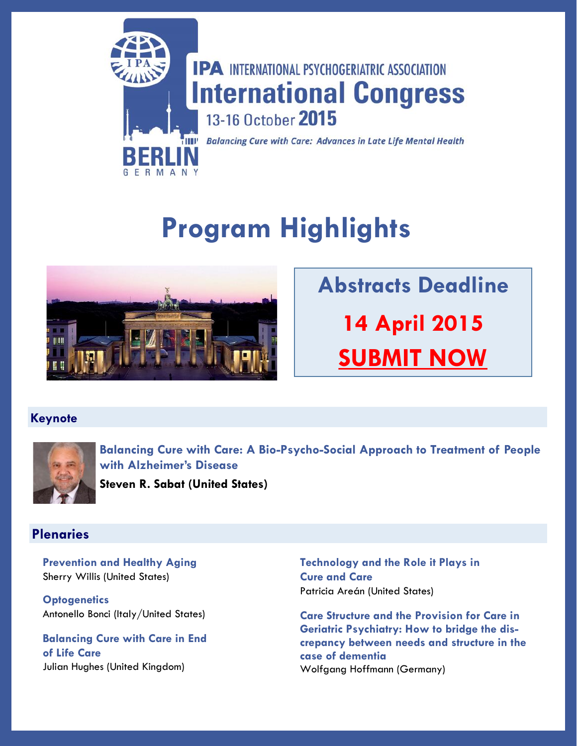IPA INTERNATIONAL PSYCHOGERIATRIC ASSOCIATION

# International Congress

13-16 October **2015**

BERLIN GERMANY

*Balancing Cure with Care: Advances in Late Life Mental Health*

# Program Highlights

## Abstracts Deadline

**14 April 2015**

**SUBMIT NOW**

## Keynote

**Balancing Cure with Care: A Bio-Psycho-Social Approach to Treatment of People with Alzheimer's Disease**

**Steven R. Sabat (United States)**

## Plenaries

**Prevention and Healthy Aging**
Sherry Willis (United States)

**Optogenetics**
Antonello Bonci (Italy/United States)

**Balancing Cure with Care in End of Life Care**
Julian Hughes (United Kingdom)

**Technology and the Role it Plays in Cure and Care**
Patricia Areán (United States)

**Care Structure and the Provision for Care in Geriatric Psychiatry: How to bridge the discrepancy between needs and structure in the case of dementia**
Wolfgang Hoffmann (Germany)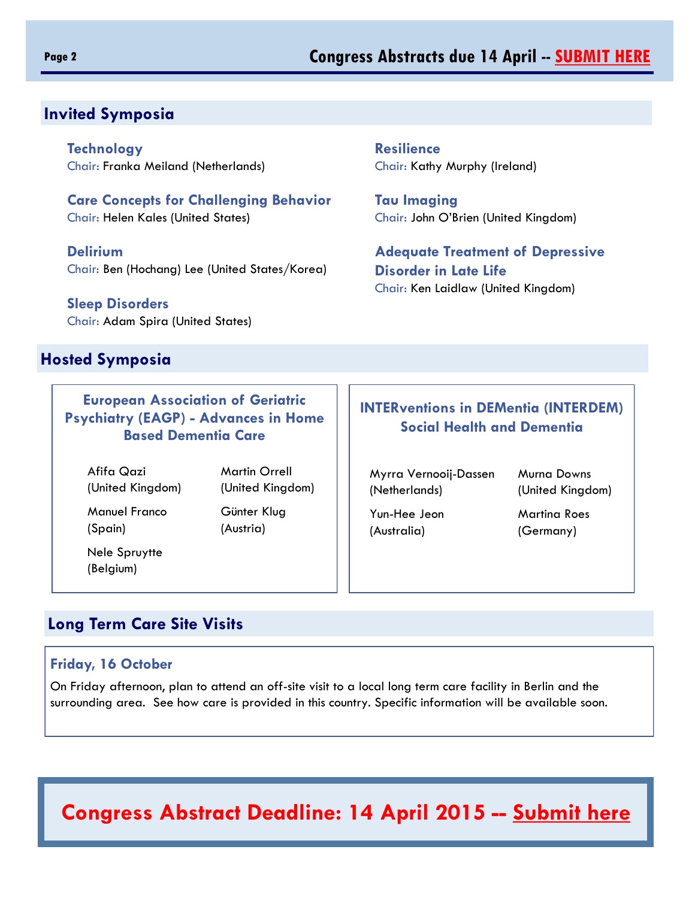## Invited Symposia

**Technology**
Chair: Franka Meiland (Netherlands)

**Care Concepts for Challenging Behavior**
Chair: Helen Kales (United States)

**Delirium**
Chair: Ben (Hochang) Lee (United States/Korea)

**Sleep Disorders**
Chair: Adam Spira (United States)

**Resilience**
Chair: Kathy Murphy (Ireland)

**Tau Imaging**
Chair: John O'Brien (United Kingdom)

**Adequate Treatment of Depressive Disorder in Late Life**
Chair: Ken Laidlaw (United Kingdom)

## Hosted Symposia

### European Association of Geriatric Psychiatry (EAGP) - Advances in Home Based Dementia Care

- Afifa Qazi (United Kingdom)
- Martin Orrell (United Kingdom)
- Manuel Franco (Spain)
- Günter Klug (Austria)
- Nele Spruytte (Belgium)

### INTERventions in DEMentia (INTERDEM) Social Health and Dementia

- Myrra Vernooij-Dassen (Netherlands)
- Murna Downs (United Kingdom)
- Yun-Hee Jeon (Australia)
- Martina Roes (Germany)

## Long Term Care Site Visits

**Friday, 16 October**

On Friday afternoon, plan to attend an off-site visit to a local long term care facility in Berlin and the surrounding area. See how care is provided in this country. Specific information will be available soon.

**Congress Abstract Deadline: 14 April 2015 -- Submit here**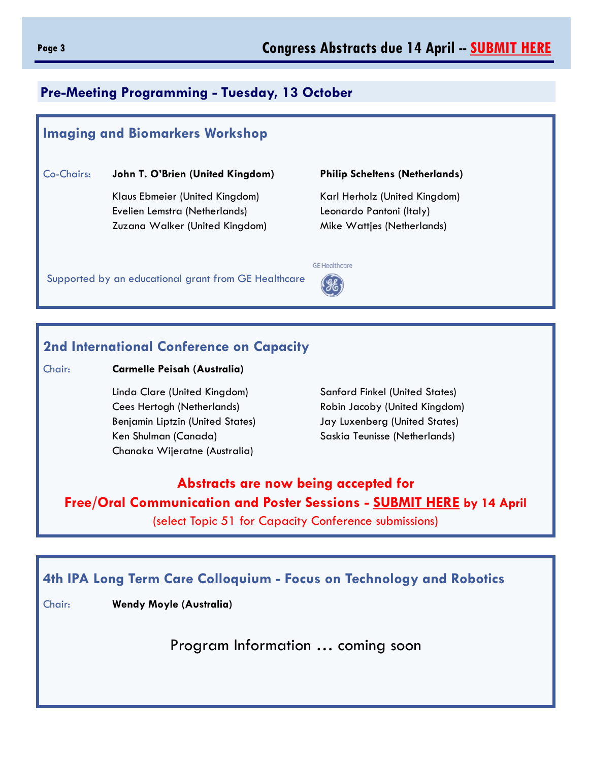Congress Abstracts due 14 April -- **SUBMIT HERE**

## Pre-Meeting Programming - Tuesday, 13 October

### Imaging and Biomarkers Workshop

Co-Chairs: **John T. O'Brien (United Kingdom)** **Philip Scheltens (Netherlands)**

Klaus Ebmeier (United Kingdom)
Evelien Lemstra (Netherlands)
Zuzana Walker (United Kingdom)
Karl Herholz (United Kingdom)
Leonardo Pantoni (Italy)
Mike Wattjes (Netherlands)

Supported by an educational grant from GE Healthcare

### 2nd International Conference on Capacity

Chair: **Carmelle Peisah (Australia)**

Linda Clare (United Kingdom)
Cees Hertogh (Netherlands)
Benjamin Liptzin (United States)
Ken Shulman (Canada)
Chanaka Wijeratne (Australia)
Sanford Finkel (United States)
Robin Jacoby (United Kingdom)
Jay Luxenberg (United States)
Saskia Teunisse (Netherlands)

**Abstracts are now being accepted for**
**Free/Oral Communication and Poster Sessions - SUBMIT HERE by 14 April**
(select Topic 51 for Capacity Conference submissions)

### 4th IPA Long Term Care Colloquium - Focus on Technology and Robotics

Chair: **Wendy Moyle (Australia)**

Program Information … coming soon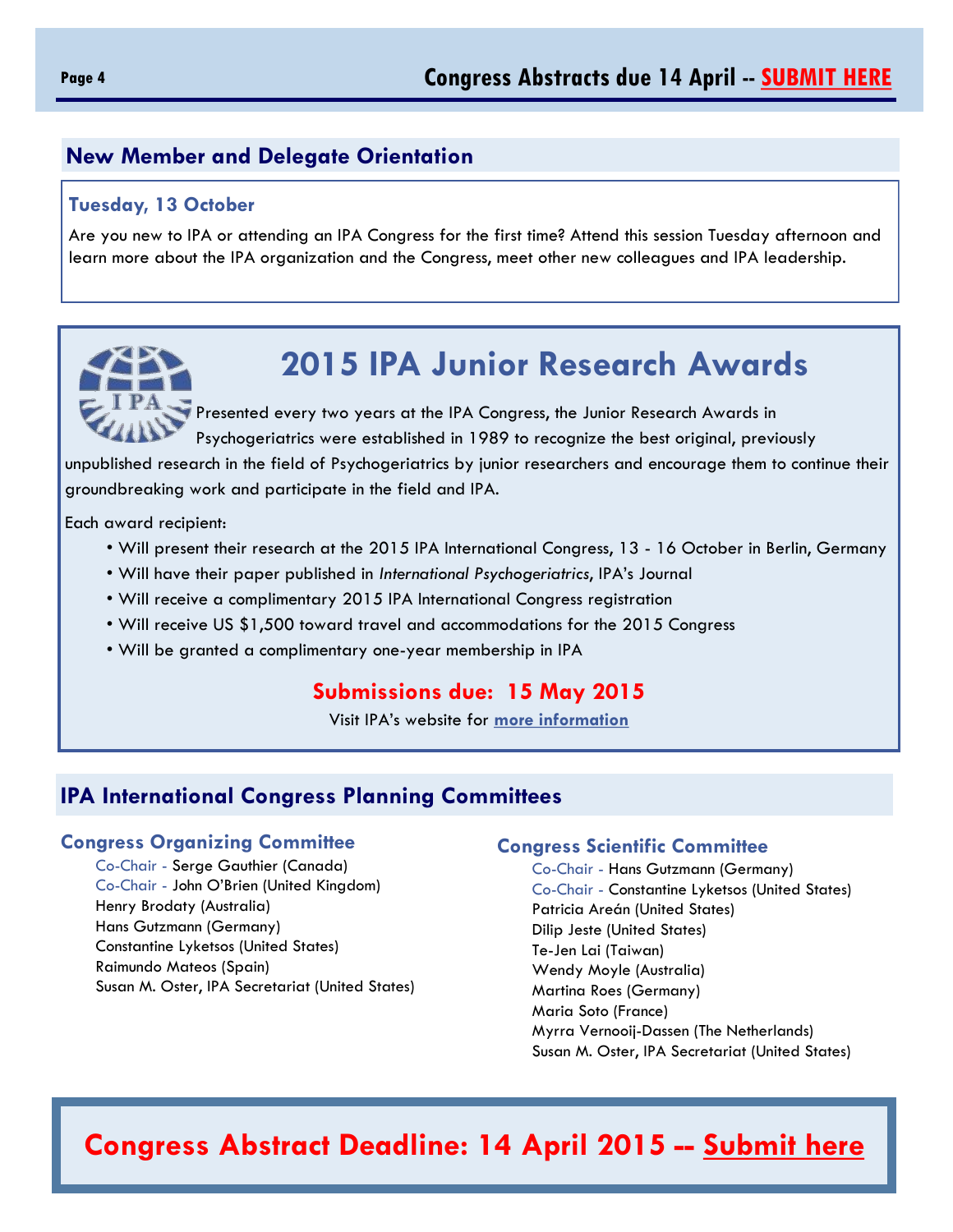## New Member and Delegate Orientation

### Tuesday, 13 October

Are you new to IPA or attending an IPA Congress for the first time? Attend this session Tuesday afternoon and learn more about the IPA organization and the Congress, meet other new colleagues and IPA leadership.

# 2015 IPA Junior Research Awards

Presented every two years at the IPA Congress, the Junior Research Awards in Psychogeriatrics were established in 1989 to recognize the best original, previously unpublished research in the field of Psychogeriatrics by junior researchers and encourage them to continue their groundbreaking work and participate in the field and IPA.

Each award recipient:

- Will present their research at the 2015 IPA International Congress, 13 - 16 October in Berlin, Germany
- Will have their paper published in *International Psychogeriatrics*, IPA's Journal
- Will receive a complimentary 2015 IPA International Congress registration
- Will receive US $1,500 toward travel and accommodations for the 2015 Congress
- Will be granted a complimentary one-year membership in IPA

**Submissions due: 15 May 2015**

Visit IPA's website for **more information**

## IPA International Congress Planning Committees

### Congress Organizing Committee

Co-Chair - Serge Gauthier (Canada)
Co-Chair - John O'Brien (United Kingdom)
Henry Brodaty (Australia)
Hans Gutzmann (Germany)
Constantine Lyketsos (United States)
Raimundo Mateos (Spain)
Susan M. Oster, IPA Secretariat (United States)

### Congress Scientific Committee

Co-Chair - Hans Gutzmann (Germany)
Co-Chair - Constantine Lyketsos (United States)
Patricia Areán (United States)
Dilip Jeste (United States)
Te-Jen Lai (Taiwan)
Wendy Moyle (Australia)
Martina Roes (Germany)
Maria Soto (France)
Myrra Vernooij-Dassen (The Netherlands)
Susan M. Oster, IPA Secretariat (United States)

**Congress Abstract Deadline: 14 April 2015 -- Submit here**